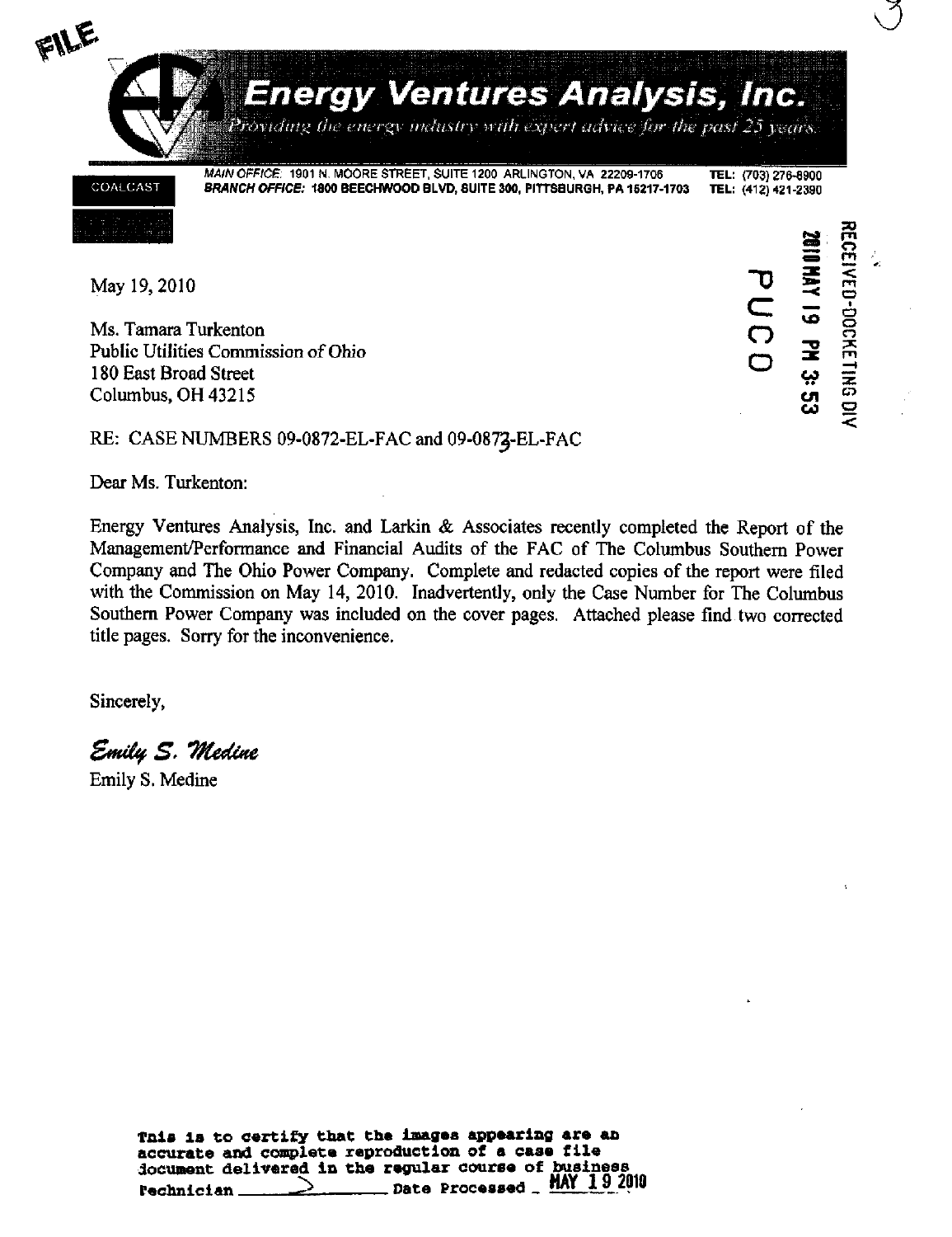FILE

# Energy Ventures Analysis, Inc.

*Providing the energy industry with expert advice for the past 25 years.*

COALCAST

MAIN OFFICE: 1901 N. MOORE STREET, SUITE 1200 ARLINGTON, VA 22209-1706 TEL: (703) 276-8900
BRANCH OFFICE: 1800 BEECHWOOD BLVD, SUITE 300, PITTSBURGH, PA 15217-1703 TEL: (412) 421-2390

RECEIVED-DOCKETING DIV
2010 MAY 19 PM 3:53
PUCO

May 19, 2010

Ms. Tamara Turkenton
Public Utilities Commission of Ohio
180 East Broad Street
Columbus, OH 43215

RE: CASE NUMBERS 09-0872-EL-FAC and 09-0873-EL-FAC

Dear Ms. Turkenton:

Energy Ventures Analysis, Inc. and Larkin & Associates recently completed the Report of the Management/Performance and Financial Audits of the FAC of The Columbus Southern Power Company and The Ohio Power Company. Complete and redacted copies of the report were filed with the Commission on May 14, 2010. Inadvertently, only the Case Number for The Columbus Southern Power Company was included on the cover pages. Attached please find two corrected title pages. Sorry for the inconvenience.

Sincerely,

*Emily S. Medine*

Emily S. Medine

This is to certify that the images appearing are an accurate and complete reproduction of a case file document delivered in the regular course of business
Technician ________ Date Processed MAY 19 2010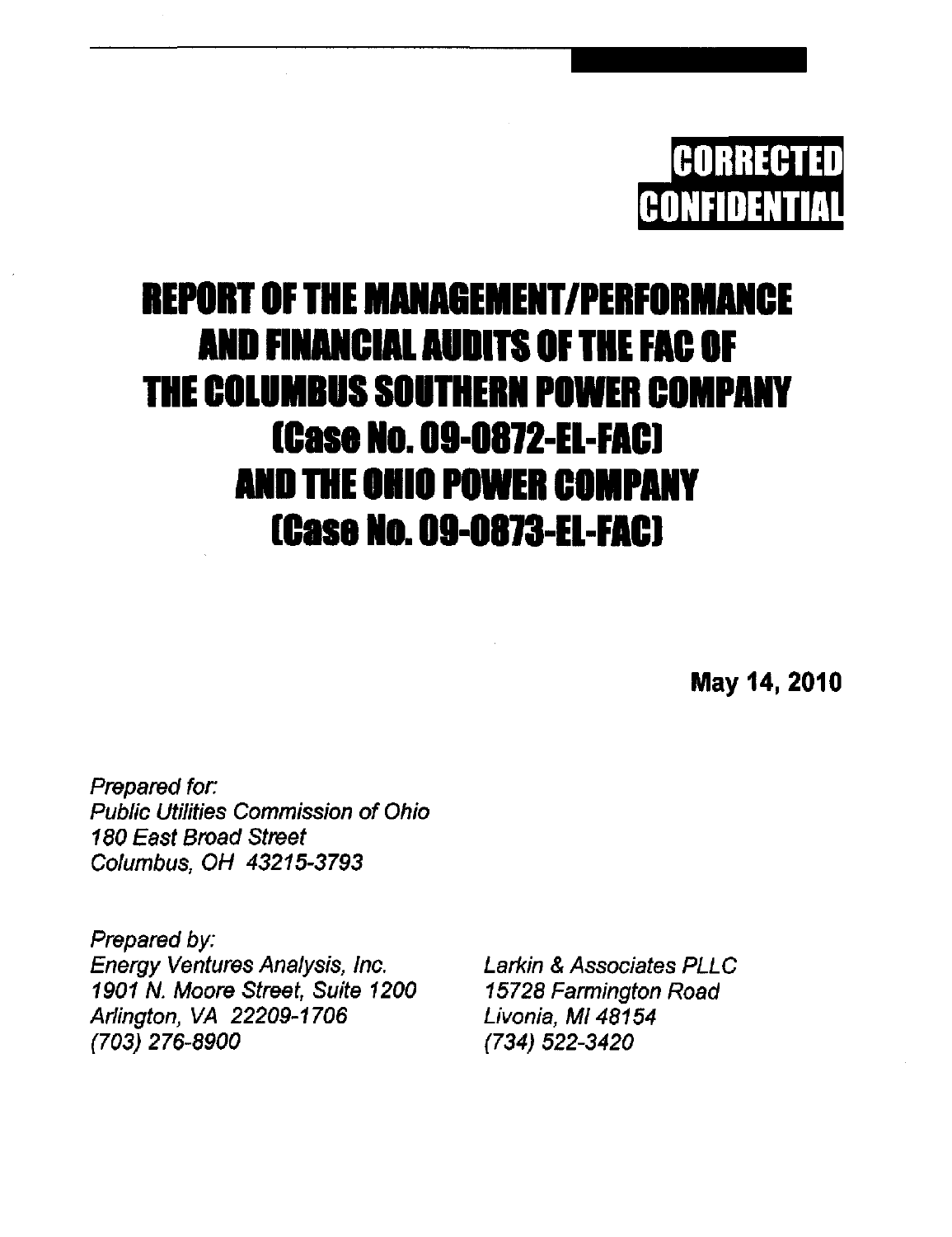**CORRECTED**
**CONFIDENTIAL**

# REPORT OF THE MANAGEMENT/PERFORMANCE AND FINANCIAL AUDITS OF THE FAC OF THE COLUMBUS SOUTHERN POWER COMPANY (Case No. 09-0872-EL-FAC) AND THE OHIO POWER COMPANY (Case No. 09-0873-EL-FAC)

**May 14, 2010**

*Prepared for:*
*Public Utilities Commission of Ohio*
*180 East Broad Street*
*Columbus, OH 43215-3793*

*Prepared by:*

*Energy Ventures Analysis, Inc.*
*1901 N. Moore Street, Suite 1200*
*Arlington, VA 22209-1706*
*(703) 276-8900*

*Larkin & Associates PLLC*
*15728 Farmington Road*
*Livonia, MI 48154*
*(734) 522-3420*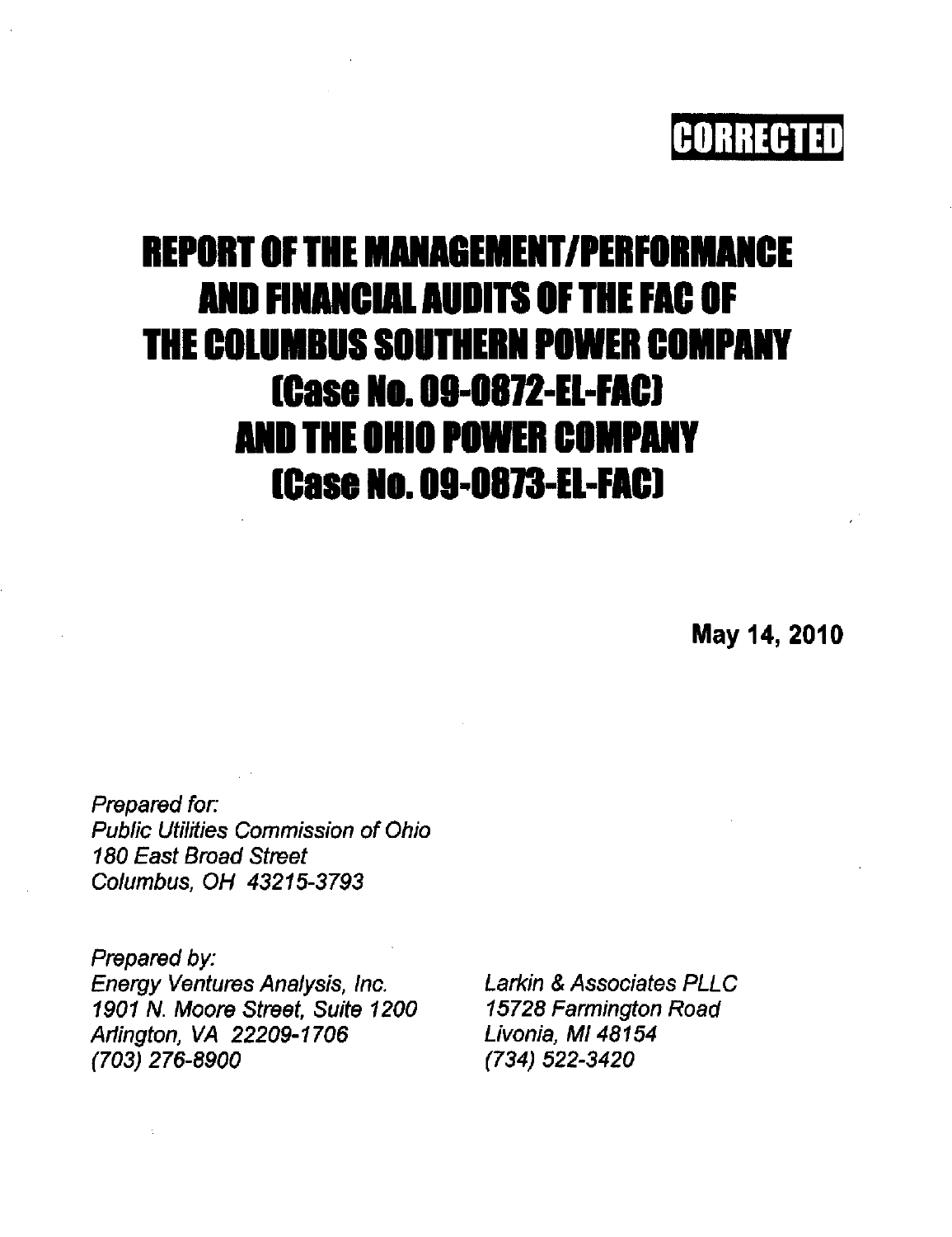**CORRECTED**

# REPORT OF THE MANAGEMENT/PERFORMANCE AND FINANCIAL AUDITS OF THE FAC OF THE COLUMBUS SOUTHERN POWER COMPANY (Case No. 09-0872-EL-FAC) AND THE OHIO POWER COMPANY (Case No. 09-0873-EL-FAC)

**May 14, 2010**

*Prepared for:*
*Public Utilities Commission of Ohio*
*180 East Broad Street*
*Columbus, OH 43215-3793*

*Prepared by:*

*Energy Ventures Analysis, Inc.*
*1901 N. Moore Street, Suite 1200*
*Arlington, VA 22209-1706*
*(703) 276-8900*

*Larkin & Associates PLLC*
*15728 Farmington Road*
*Livonia, MI 48154*
*(734) 522-3420*